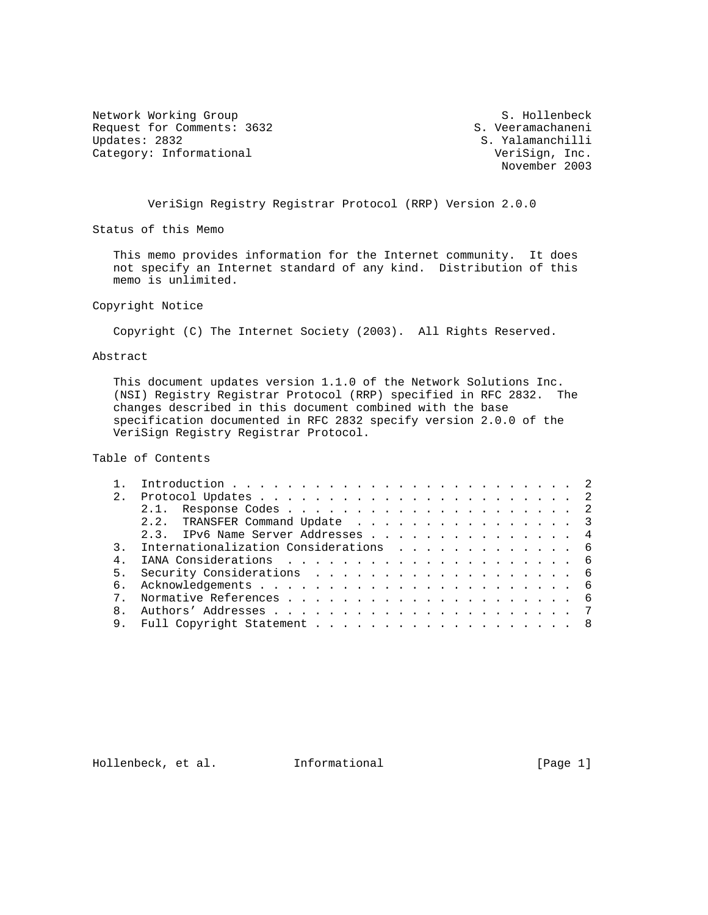Network Working Group S. Hollenbeck
Request for Comments: 3632 S. Veeramachaneni
Updates: 2832 S. Yalamanchilli
Category: Informational VeriSign, Inc.
November 2003

# VeriSign Registry Registrar Protocol (RRP) Version 2.0.0

## Status of this Memo

This memo provides information for the Internet community. It does not specify an Internet standard of any kind. Distribution of this memo is unlimited.

## Copyright Notice

Copyright (C) The Internet Society (2003). All Rights Reserved.

## Abstract

This document updates version 1.1.0 of the Network Solutions Inc. (NSI) Registry Registrar Protocol (RRP) specified in RFC 2832. The changes described in this document combined with the base specification documented in RFC 2832 specify version 2.0.0 of the VeriSign Registry Registrar Protocol.

## Table of Contents

1. Introduction . . . . . . . . . . . . . . . . . . . . . . . . . 2
2. Protocol Updates . . . . . . . . . . . . . . . . . . . . . . . 2
   - 2.1. Response Codes . . . . . . . . . . . . . . . . . . . . . 2
   - 2.2. TRANSFER Command Update . . . . . . . . . . . . . . . . . 3
   - 2.3. IPv6 Name Server Addresses . . . . . . . . . . . . . . . 4
3. Internationalization Considerations . . . . . . . . . . . . . 6
4. IANA Considerations . . . . . . . . . . . . . . . . . . . . . 6
5. Security Considerations . . . . . . . . . . . . . . . . . . . 6
6. Acknowledgements . . . . . . . . . . . . . . . . . . . . . . . 6
7. Normative References . . . . . . . . . . . . . . . . . . . . . 6
8. Authors' Addresses . . . . . . . . . . . . . . . . . . . . . . 7
9. Full Copyright Statement . . . . . . . . . . . . . . . . . . . 8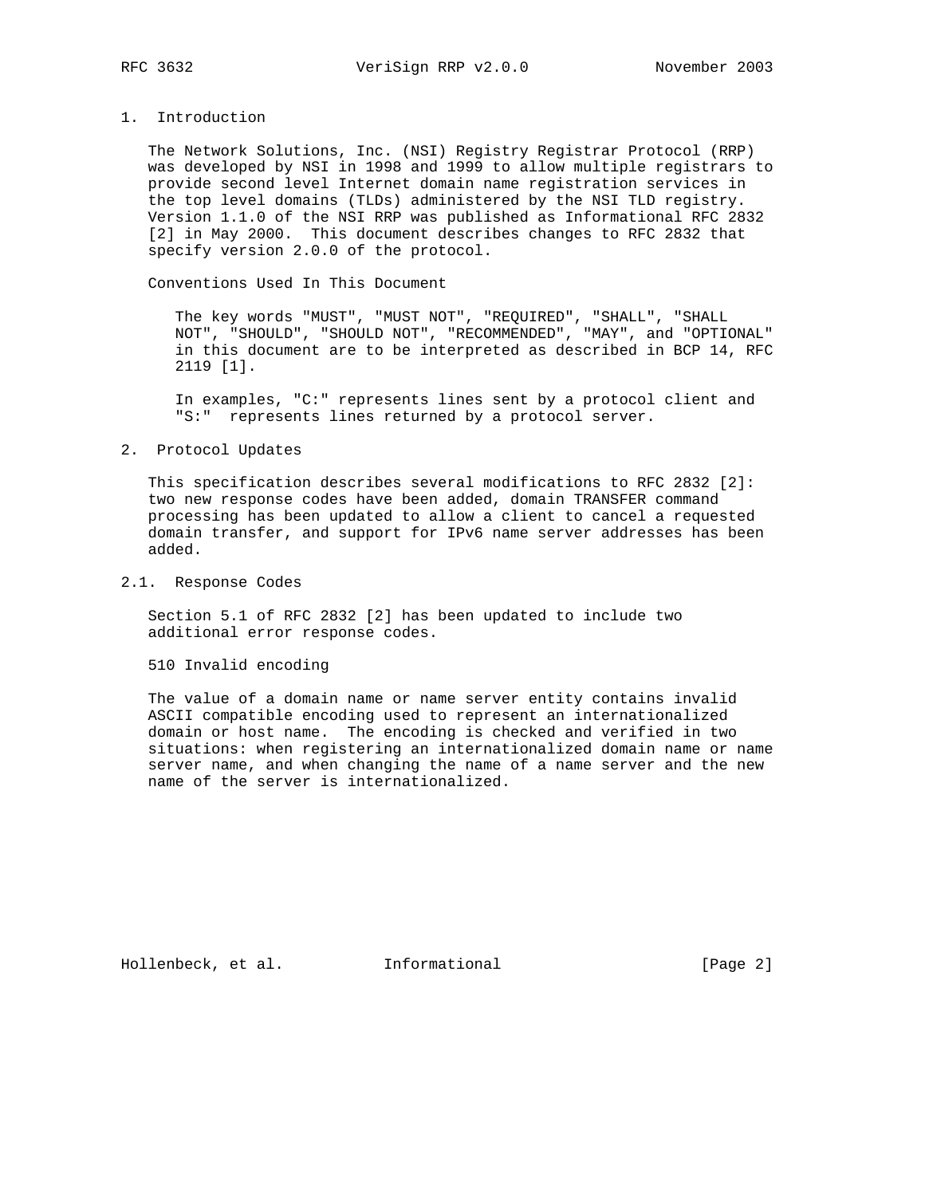## 1. Introduction

The Network Solutions, Inc. (NSI) Registry Registrar Protocol (RRP) was developed by NSI in 1998 and 1999 to allow multiple registrars to provide second level Internet domain name registration services in the top level domains (TLDs) administered by the NSI TLD registry. Version 1.1.0 of the NSI RRP was published as Informational RFC 2832 [2] in May 2000. This document describes changes to RFC 2832 that specify version 2.0.0 of the protocol.

Conventions Used In This Document

The key words "MUST", "MUST NOT", "REQUIRED", "SHALL", "SHALL NOT", "SHOULD", "SHOULD NOT", "RECOMMENDED", "MAY", and "OPTIONAL" in this document are to be interpreted as described in BCP 14, RFC 2119 [1].

In examples, "C:" represents lines sent by a protocol client and "S:" represents lines returned by a protocol server.

## 2. Protocol Updates

This specification describes several modifications to RFC 2832 [2]: two new response codes have been added, domain TRANSFER command processing has been updated to allow a client to cancel a requested domain transfer, and support for IPv6 name server addresses has been added.

### 2.1. Response Codes

Section 5.1 of RFC 2832 [2] has been updated to include two additional error response codes.

510 Invalid encoding

The value of a domain name or name server entity contains invalid ASCII compatible encoding used to represent an internationalized domain or host name. The encoding is checked and verified in two situations: when registering an internationalized domain name or name server name, and when changing the name of a name server and the new name of the server is internationalized.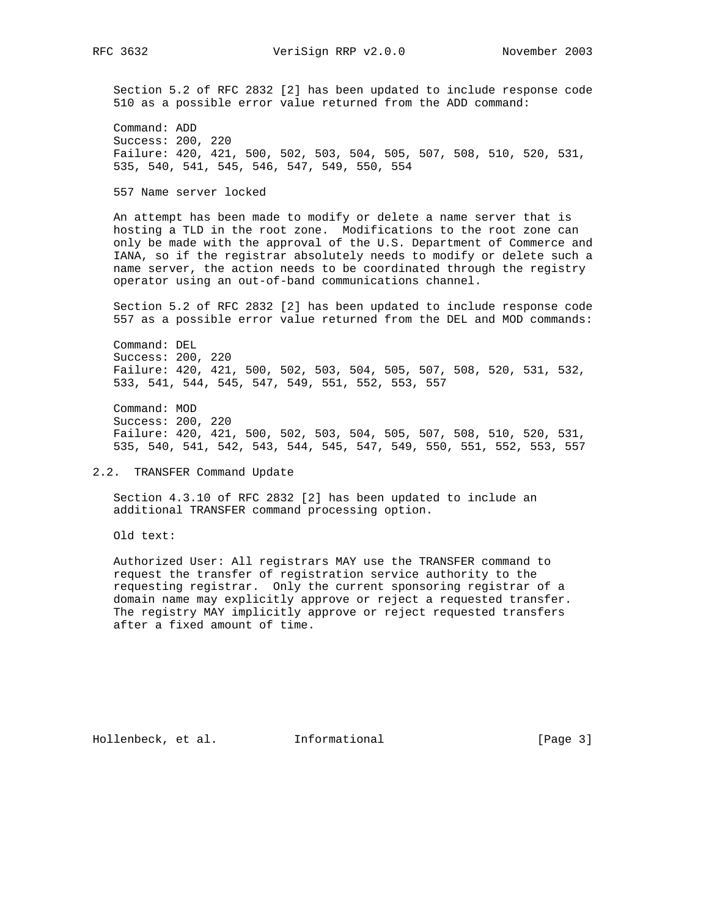Section 5.2 of RFC 2832 [2] has been updated to include response code 510 as a possible error value returned from the ADD command:

Command: ADD
Success: 200, 220
Failure: 420, 421, 500, 502, 503, 504, 505, 507, 508, 510, 520, 531, 535, 540, 541, 545, 546, 547, 549, 550, 554

557 Name server locked

An attempt has been made to modify or delete a name server that is hosting a TLD in the root zone. Modifications to the root zone can only be made with the approval of the U.S. Department of Commerce and IANA, so if the registrar absolutely needs to modify or delete such a name server, the action needs to be coordinated through the registry operator using an out-of-band communications channel.

Section 5.2 of RFC 2832 [2] has been updated to include response code 557 as a possible error value returned from the DEL and MOD commands:

Command: DEL
Success: 200, 220
Failure: 420, 421, 500, 502, 503, 504, 505, 507, 508, 520, 531, 532, 533, 541, 544, 545, 547, 549, 551, 552, 553, 557

Command: MOD
Success: 200, 220
Failure: 420, 421, 500, 502, 503, 504, 505, 507, 508, 510, 520, 531, 535, 540, 541, 542, 543, 544, 545, 547, 549, 550, 551, 552, 553, 557

## 2.2. TRANSFER Command Update

Section 4.3.10 of RFC 2832 [2] has been updated to include an additional TRANSFER command processing option.

Old text:

Authorized User: All registrars MAY use the TRANSFER command to request the transfer of registration service authority to the requesting registrar. Only the current sponsoring registrar of a domain name may explicitly approve or reject a requested transfer. The registry MAY implicitly approve or reject requested transfers after a fixed amount of time.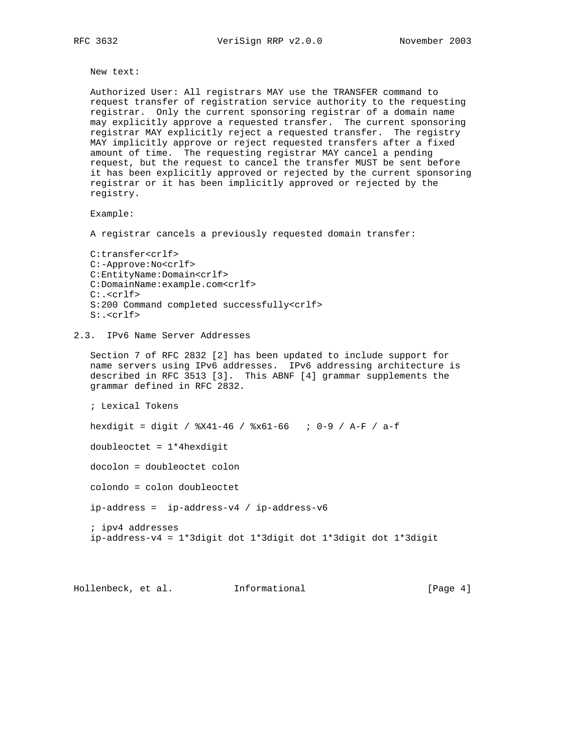New text:

Authorized User: All registrars MAY use the TRANSFER command to request transfer of registration service authority to the requesting registrar. Only the current sponsoring registrar of a domain name may explicitly approve a requested transfer. The current sponsoring registrar MAY explicitly reject a requested transfer. The registry MAY implicitly approve or reject requested transfers after a fixed amount of time. The requesting registrar MAY cancel a pending request, but the request to cancel the transfer MUST be sent before it has been explicitly approved or rejected by the current sponsoring registrar or it has been implicitly approved or rejected by the registry.

Example:

A registrar cancels a previously requested domain transfer:

```
C:transfer<crlf>
C:-Approve:No<crlf>
C:EntityName:Domain<crlf>
C:DomainName:example.com<crlf>
C:.<crlf>
S:200 Command completed successfully<crlf>
S:.<crlf>
```

## 2.3. IPv6 Name Server Addresses

Section 7 of RFC 2832 [2] has been updated to include support for name servers using IPv6 addresses. IPv6 addressing architecture is described in RFC 3513 [3]. This ABNF [4] grammar supplements the grammar defined in RFC 2832.

```
; Lexical Tokens

hexdigit = digit / %X41-46 / %x61-66   ; 0-9 / A-F / a-f

doubleoctet = 1*4hexdigit

docolon = doubleoctet colon

colondo = colon doubleoctet

ip-address =  ip-address-v4 / ip-address-v6

; ipv4 addresses
ip-address-v4 = 1*3digit dot 1*3digit dot 1*3digit dot 1*3digit
```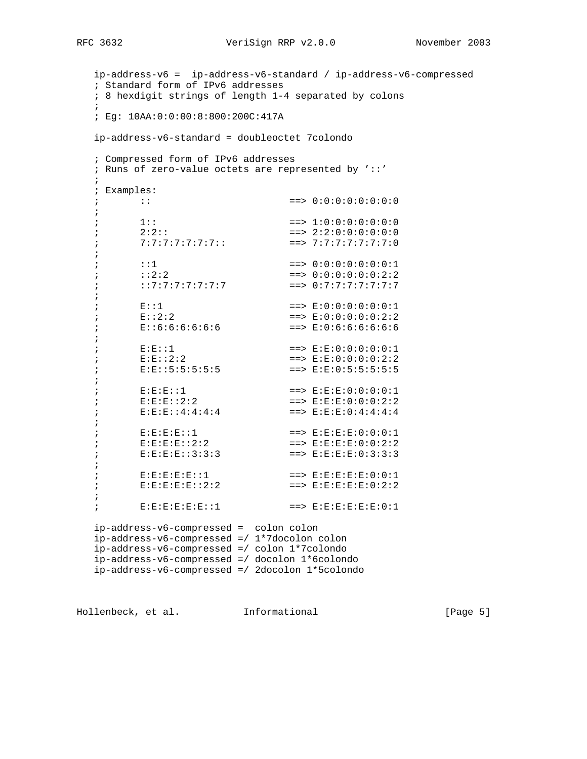```
   ip-address-v6 =  ip-address-v6-standard / ip-address-v6-compressed
   ; Standard form of IPv6 addresses
   ; 8 hexdigit strings of length 1-4 separated by colons
   ;
   ; Eg: 10AA:0:0:00:8:800:200C:417A

   ip-address-v6-standard = doubleoctet 7colondo

   ; Compressed form of IPv6 addresses
   ; Runs of zero-value octets are represented by '::'
   ;
   ; Examples:
   ;       ::                        ==> 0:0:0:0:0:0:0:0
   ;
   ;       1::                       ==> 1:0:0:0:0:0:0:0
   ;       2:2::                     ==> 2:2:0:0:0:0:0:0
   ;       7:7:7:7:7:7:7::           ==> 7:7:7:7:7:7:7:0
   ;
   ;       ::1                       ==> 0:0:0:0:0:0:0:1
   ;       ::2:2                     ==> 0:0:0:0:0:0:2:2
   ;       ::7:7:7:7:7:7:7           ==> 0:7:7:7:7:7:7:7
   ;
   ;       E::1                      ==> E:0:0:0:0:0:0:1
   ;       E::2:2                    ==> E:0:0:0:0:0:2:2
   ;       E::6:6:6:6:6:6            ==> E:0:6:6:6:6:6:6
   ;
   ;       E:E::1                    ==> E:E:0:0:0:0:0:1
   ;       E:E::2:2                  ==> E:E:0:0:0:0:2:2
   ;       E:E::5:5:5:5:5            ==> E:E:0:5:5:5:5:5
   ;
   ;       E:E:E::1                  ==> E:E:E:0:0:0:0:1
   ;       E:E:E::2:2                ==> E:E:E:0:0:0:2:2
   ;       E:E:E::4:4:4:4            ==> E:E:E:0:4:4:4:4
   ;
   ;       E:E:E:E::1                ==> E:E:E:E:0:0:0:1
   ;       E:E:E:E::2:2              ==> E:E:E:E:0:0:2:2
   ;       E:E:E:E::3:3:3            ==> E:E:E:E:0:3:3:3
   ;
   ;       E:E:E:E:E::1              ==> E:E:E:E:E:0:0:1
   ;       E:E:E:E:E::2:2            ==> E:E:E:E:E:0:2:2
   ;
   ;       E:E:E:E:E:E::1            ==> E:E:E:E:E:E:0:1

   ip-address-v6-compressed =  colon colon
   ip-address-v6-compressed =/ 1*7docolon colon
   ip-address-v6-compressed =/ colon 1*7colondo
   ip-address-v6-compressed =/ docolon 1*6colondo
   ip-address-v6-compressed =/ 2docolon 1*5colondo
```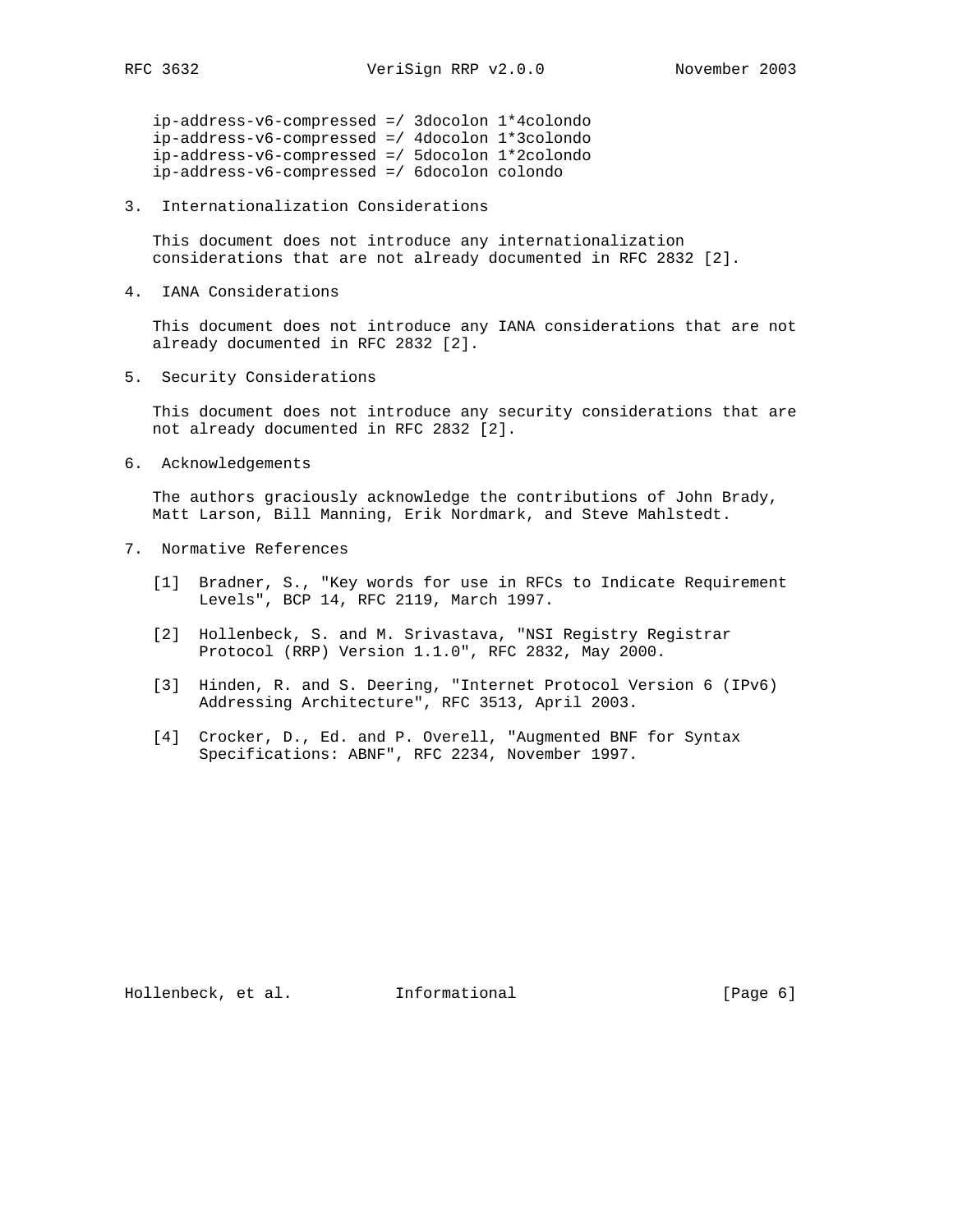```
ip-address-v6-compressed =/ 3docolon 1*4colondo
ip-address-v6-compressed =/ 4docolon 1*3colondo
ip-address-v6-compressed =/ 5docolon 1*2colondo
ip-address-v6-compressed =/ 6docolon colondo
```

## 3. Internationalization Considerations

This document does not introduce any internationalization considerations that are not already documented in RFC 2832 [2].

## 4. IANA Considerations

This document does not introduce any IANA considerations that are not already documented in RFC 2832 [2].

## 5. Security Considerations

This document does not introduce any security considerations that are not already documented in RFC 2832 [2].

## 6. Acknowledgements

The authors graciously acknowledge the contributions of John Brady, Matt Larson, Bill Manning, Erik Nordmark, and Steve Mahlstedt.

## 7. Normative References

[1] Bradner, S., "Key words for use in RFCs to Indicate Requirement Levels", BCP 14, RFC 2119, March 1997.

[2] Hollenbeck, S. and M. Srivastava, "NSI Registry Registrar Protocol (RRP) Version 1.1.0", RFC 2832, May 2000.

[3] Hinden, R. and S. Deering, "Internet Protocol Version 6 (IPv6) Addressing Architecture", RFC 3513, April 2003.

[4] Crocker, D., Ed. and P. Overell, "Augmented BNF for Syntax Specifications: ABNF", RFC 2234, November 1997.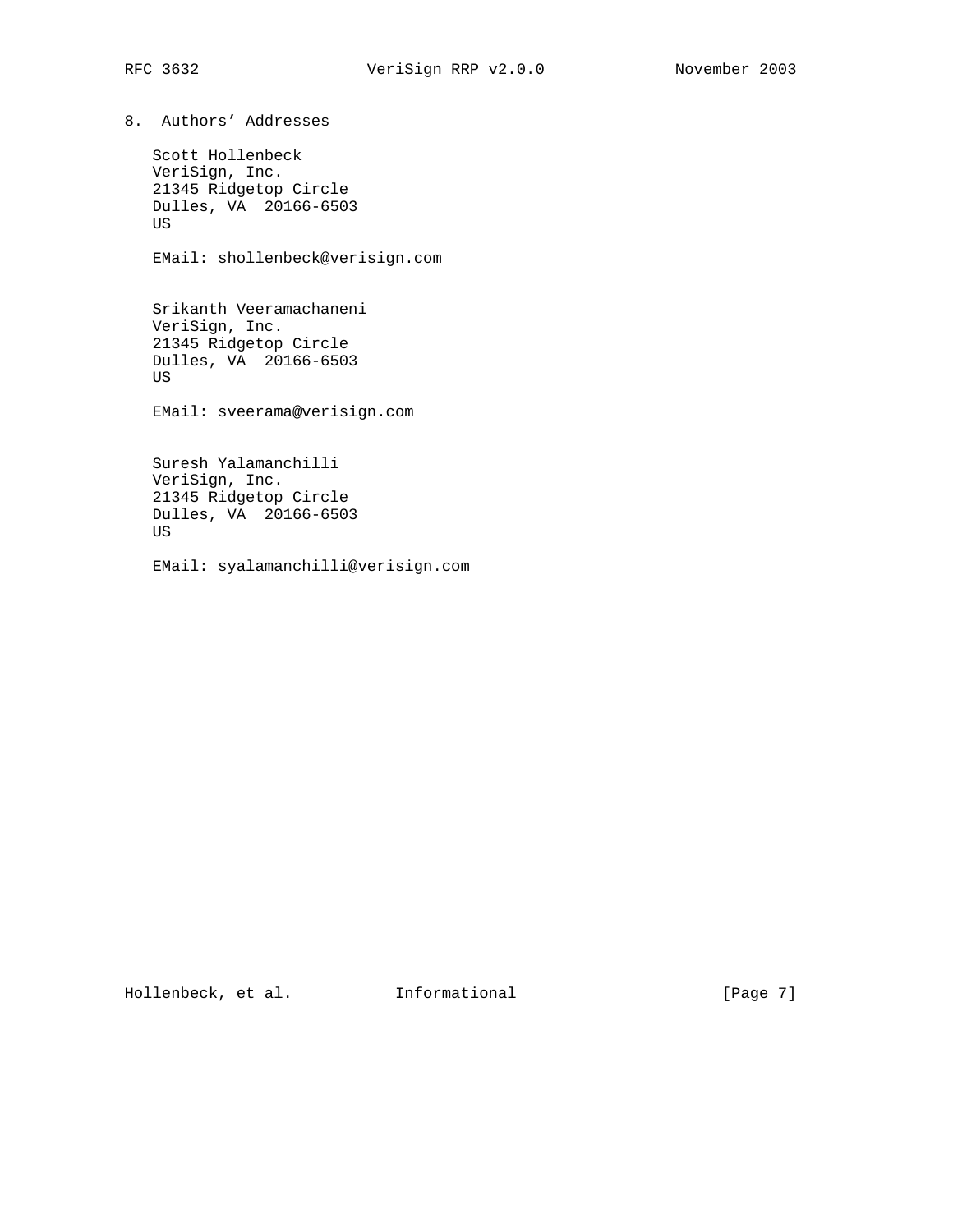## 8. Authors' Addresses

Scott Hollenbeck
VeriSign, Inc.
21345 Ridgetop Circle
Dulles, VA 20166-6503
US

EMail: shollenbeck@verisign.com

Srikanth Veeramachaneni
VeriSign, Inc.
21345 Ridgetop Circle
Dulles, VA 20166-6503
US

EMail: sveerama@verisign.com

Suresh Yalamanchilli
VeriSign, Inc.
21345 Ridgetop Circle
Dulles, VA 20166-6503
US

EMail: syalamanchilli@verisign.com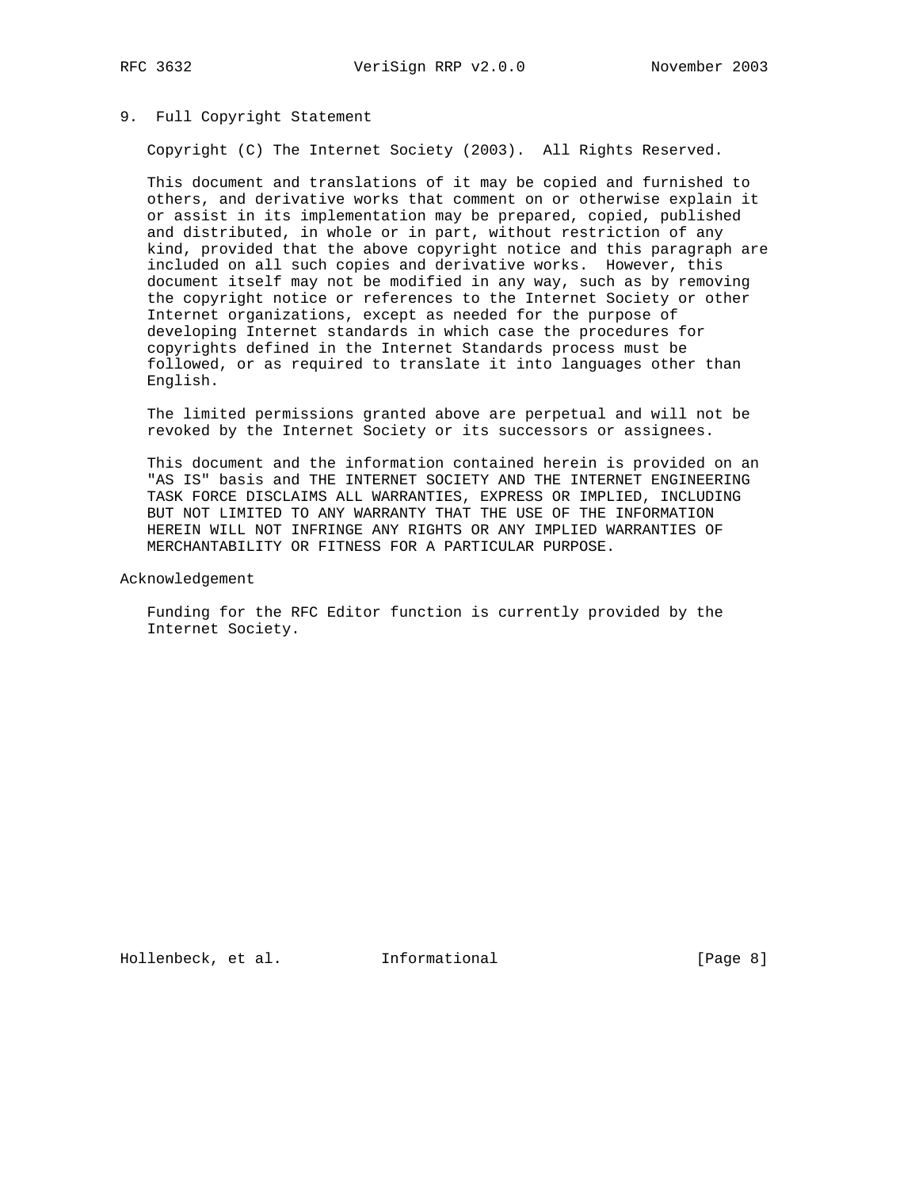## 9. Full Copyright Statement

Copyright (C) The Internet Society (2003). All Rights Reserved.

This document and translations of it may be copied and furnished to others, and derivative works that comment on or otherwise explain it or assist in its implementation may be prepared, copied, published and distributed, in whole or in part, without restriction of any kind, provided that the above copyright notice and this paragraph are included on all such copies and derivative works. However, this document itself may not be modified in any way, such as by removing the copyright notice or references to the Internet Society or other Internet organizations, except as needed for the purpose of developing Internet standards in which case the procedures for copyrights defined in the Internet Standards process must be followed, or as required to translate it into languages other than English.

The limited permissions granted above are perpetual and will not be revoked by the Internet Society or its successors or assignees.

This document and the information contained herein is provided on an "AS IS" basis and THE INTERNET SOCIETY AND THE INTERNET ENGINEERING TASK FORCE DISCLAIMS ALL WARRANTIES, EXPRESS OR IMPLIED, INCLUDING BUT NOT LIMITED TO ANY WARRANTY THAT THE USE OF THE INFORMATION HEREIN WILL NOT INFRINGE ANY RIGHTS OR ANY IMPLIED WARRANTIES OF MERCHANTABILITY OR FITNESS FOR A PARTICULAR PURPOSE.

## Acknowledgement

Funding for the RFC Editor function is currently provided by the Internet Society.